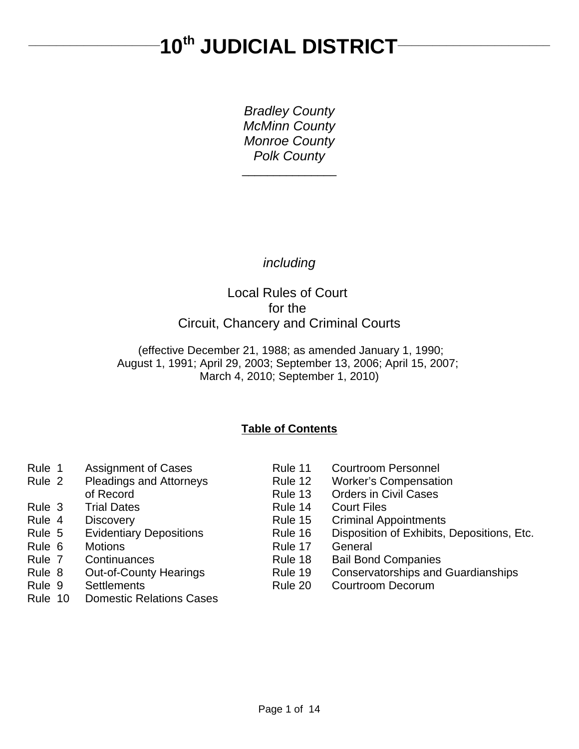# 10th JUDICIAL DISTRICT

*Bradley County*
*McMinn County*
*Monroe County*
*Polk County*

*including*

Local Rules of Court
for the
Circuit, Chancery and Criminal Courts

(effective December 21, 1988; as amended January 1, 1990; August 1, 1991; April 29, 2003; September 13, 2006; April 15, 2007; March 4, 2010; September 1, 2010)

**Table of Contents**

| | | | |
|---|---|---|---|
| Rule 1 | Assignment of Cases | Rule 11 | Courtroom Personnel |
| Rule 2 | Pleadings and Attorneys of Record | Rule 12 | Worker's Compensation |
| Rule 3 | Trial Dates | Rule 13 | Orders in Civil Cases |
| Rule 4 | Discovery | Rule 14 | Court Files |
| Rule 5 | Evidentiary Depositions | Rule 15 | Criminal Appointments |
| Rule 6 | Motions | Rule 16 | Disposition of Exhibits, Depositions, Etc. |
| Rule 7 | Continuances | Rule 17 | General |
| Rule 8 | Out-of-County Hearings | Rule 18 | Bail Bond Companies |
| Rule 9 | Settlements | Rule 19 | Conservatorships and Guardianships |
| Rule 10 | Domestic Relations Cases | Rule 20 | Courtroom Decorum |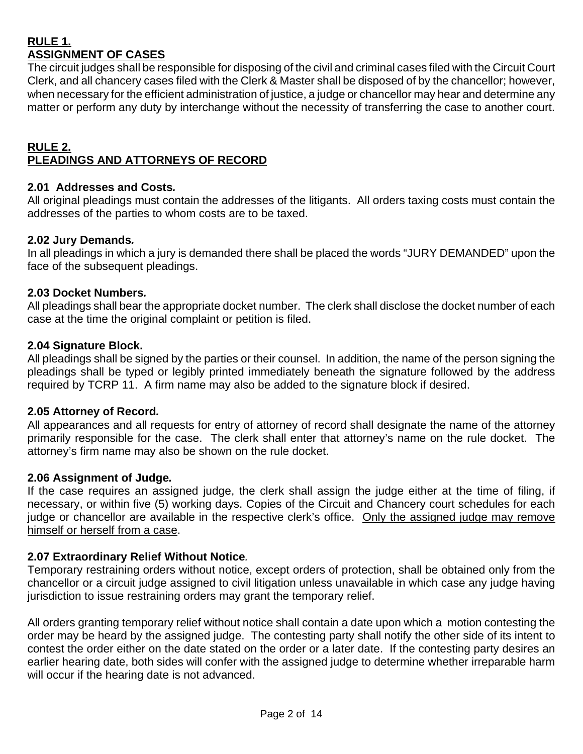## RULE 1.
## ASSIGNMENT OF CASES

The circuit judges shall be responsible for disposing of the civil and criminal cases filed with the Circuit Court Clerk, and all chancery cases filed with the Clerk & Master shall be disposed of by the chancellor; however, when necessary for the efficient administration of justice, a judge or chancellor may hear and determine any matter or perform any duty by interchange without the necessity of transferring the case to another court.

## RULE 2.
## PLEADINGS AND ATTORNEYS OF RECORD

### 2.01 Addresses and Costs.

All original pleadings must contain the addresses of the litigants. All orders taxing costs must contain the addresses of the parties to whom costs are to be taxed.

### 2.02 Jury Demands.

In all pleadings in which a jury is demanded there shall be placed the words "JURY DEMANDED" upon the face of the subsequent pleadings.

### 2.03 Docket Numbers.

All pleadings shall bear the appropriate docket number. The clerk shall disclose the docket number of each case at the time the original complaint or petition is filed.

### 2.04 Signature Block.

All pleadings shall be signed by the parties or their counsel. In addition, the name of the person signing the pleadings shall be typed or legibly printed immediately beneath the signature followed by the address required by TCRP 11. A firm name may also be added to the signature block if desired.

### 2.05 Attorney of Record.

All appearances and all requests for entry of attorney of record shall designate the name of the attorney primarily responsible for the case. The clerk shall enter that attorney's name on the rule docket. The attorney's firm name may also be shown on the rule docket.

### 2.06 Assignment of Judge.

If the case requires an assigned judge, the clerk shall assign the judge either at the time of filing, if necessary, or within five (5) working days. Copies of the Circuit and Chancery court schedules for each judge or chancellor are available in the respective clerk's office. <u>Only the assigned judge may remove himself or herself from a case</u>.

### 2.07 Extraordinary Relief Without Notice.

Temporary restraining orders without notice, except orders of protection, shall be obtained only from the chancellor or a circuit judge assigned to civil litigation unless unavailable in which case any judge having jurisdiction to issue restraining orders may grant the temporary relief.

All orders granting temporary relief without notice shall contain a date upon which a motion contesting the order may be heard by the assigned judge. The contesting party shall notify the other side of its intent to contest the order either on the date stated on the order or a later date. If the contesting party desires an earlier hearing date, both sides will confer with the assigned judge to determine whether irreparable harm will occur if the hearing date is not advanced.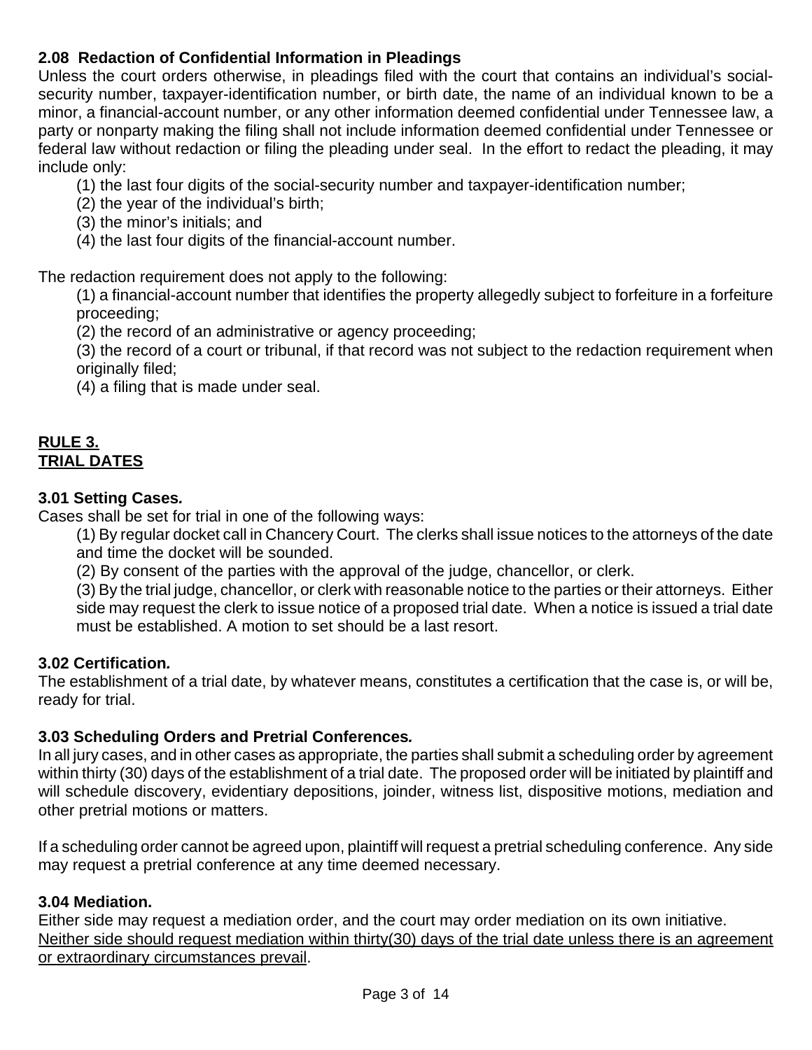**2.08 Redaction of Confidential Information in Pleadings**
Unless the court orders otherwise, in pleadings filed with the court that contains an individual's social-security number, taxpayer-identification number, or birth date, the name of an individual known to be a minor, a financial-account number, or any other information deemed confidential under Tennessee law, a party or nonparty making the filing shall not include information deemed confidential under Tennessee or federal law without redaction or filing the pleading under seal. In the effort to redact the pleading, it may include only:

(1) the last four digits of the social-security number and taxpayer-identification number;
(2) the year of the individual's birth;
(3) the minor's initials; and
(4) the last four digits of the financial-account number.

The redaction requirement does not apply to the following:

(1) a financial-account number that identifies the property allegedly subject to forfeiture in a forfeiture proceeding;
(2) the record of an administrative or agency proceeding;
(3) the record of a court or tribunal, if that record was not subject to the redaction requirement when originally filed;
(4) a filing that is made under seal.

## RULE 3.
## TRIAL DATES

**3.01 Setting Cases.**
Cases shall be set for trial in one of the following ways:

(1) By regular docket call in Chancery Court. The clerks shall issue notices to the attorneys of the date and time the docket will be sounded.
(2) By consent of the parties with the approval of the judge, chancellor, or clerk.
(3) By the trial judge, chancellor, or clerk with reasonable notice to the parties or their attorneys. Either side may request the clerk to issue notice of a proposed trial date. When a notice is issued a trial date must be established. A motion to set should be a last resort.

**3.02 Certification.**
The establishment of a trial date, by whatever means, constitutes a certification that the case is, or will be, ready for trial.

**3.03 Scheduling Orders and Pretrial Conferences.**
In all jury cases, and in other cases as appropriate, the parties shall submit a scheduling order by agreement within thirty (30) days of the establishment of a trial date. The proposed order will be initiated by plaintiff and will schedule discovery, evidentiary depositions, joinder, witness list, dispositive motions, mediation and other pretrial motions or matters.

If a scheduling order cannot be agreed upon, plaintiff will request a pretrial scheduling conference. Any side may request a pretrial conference at any time deemed necessary.

**3.04 Mediation.**
Either side may request a mediation order, and the court may order mediation on its own initiative. <u>Neither side should request mediation within thirty(30) days of the trial date unless there is an agreement or extraordinary circumstances prevail</u>.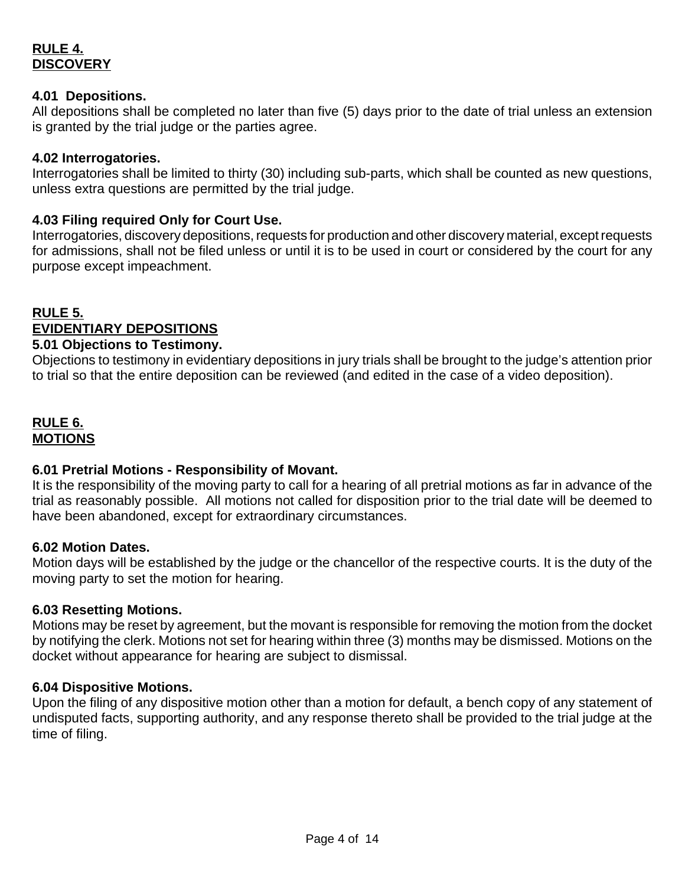## RULE 4.
## DISCOVERY

### 4.01 Depositions.

All depositions shall be completed no later than five (5) days prior to the date of trial unless an extension is granted by the trial judge or the parties agree.

### 4.02 Interrogatories.

Interrogatories shall be limited to thirty (30) including sub-parts, which shall be counted as new questions, unless extra questions are permitted by the trial judge.

### 4.03 Filing required Only for Court Use.

Interrogatories, discovery depositions, requests for production and other discovery material, except requests for admissions, shall not be filed unless or until it is to be used in court or considered by the court for any purpose except impeachment.

## RULE 5.
## EVIDENTIARY DEPOSITIONS

### 5.01 Objections to Testimony.

Objections to testimony in evidentiary depositions in jury trials shall be brought to the judge's attention prior to trial so that the entire deposition can be reviewed (and edited in the case of a video deposition).

## RULE 6.
## MOTIONS

### 6.01 Pretrial Motions - Responsibility of Movant.

It is the responsibility of the moving party to call for a hearing of all pretrial motions as far in advance of the trial as reasonably possible. All motions not called for disposition prior to the trial date will be deemed to have been abandoned, except for extraordinary circumstances.

### 6.02 Motion Dates.

Motion days will be established by the judge or the chancellor of the respective courts. It is the duty of the moving party to set the motion for hearing.

### 6.03 Resetting Motions.

Motions may be reset by agreement, but the movant is responsible for removing the motion from the docket by notifying the clerk. Motions not set for hearing within three (3) months may be dismissed. Motions on the docket without appearance for hearing are subject to dismissal.

### 6.04 Dispositive Motions.

Upon the filing of any dispositive motion other than a motion for default, a bench copy of any statement of undisputed facts, supporting authority, and any response thereto shall be provided to the trial judge at the time of filing.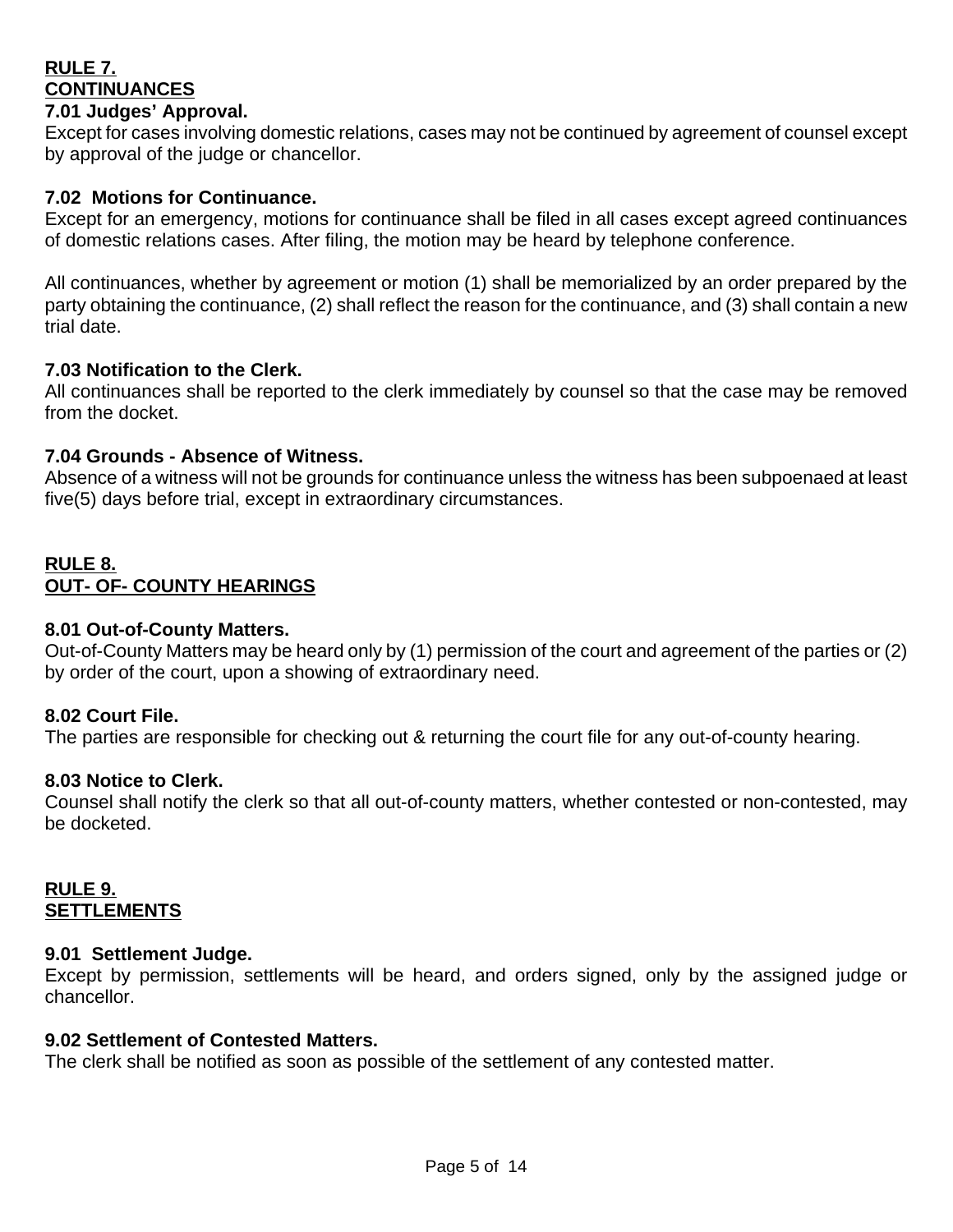## RULE 7.
## CONTINUANCES

### 7.01 Judges' Approval.

Except for cases involving domestic relations, cases may not be continued by agreement of counsel except by approval of the judge or chancellor.

### 7.02 Motions for Continuance.

Except for an emergency, motions for continuance shall be filed in all cases except agreed continuances of domestic relations cases. After filing, the motion may be heard by telephone conference.

All continuances, whether by agreement or motion (1) shall be memorialized by an order prepared by the party obtaining the continuance, (2) shall reflect the reason for the continuance, and (3) shall contain a new trial date.

### 7.03 Notification to the Clerk.

All continuances shall be reported to the clerk immediately by counsel so that the case may be removed from the docket.

### 7.04 Grounds - Absence of Witness.

Absence of a witness will not be grounds for continuance unless the witness has been subpoenaed at least five(5) days before trial, except in extraordinary circumstances.

## RULE 8.
## OUT- OF- COUNTY HEARINGS

### 8.01 Out-of-County Matters.

Out-of-County Matters may be heard only by (1) permission of the court and agreement of the parties or (2) by order of the court, upon a showing of extraordinary need.

### 8.02 Court File.

The parties are responsible for checking out & returning the court file for any out-of-county hearing.

### 8.03 Notice to Clerk.

Counsel shall notify the clerk so that all out-of-county matters, whether contested or non-contested, may be docketed.

## RULE 9.
## SETTLEMENTS

### 9.01 Settlement Judge.

Except by permission, settlements will be heard, and orders signed, only by the assigned judge or chancellor.

### 9.02 Settlement of Contested Matters.

The clerk shall be notified as soon as possible of the settlement of any contested matter.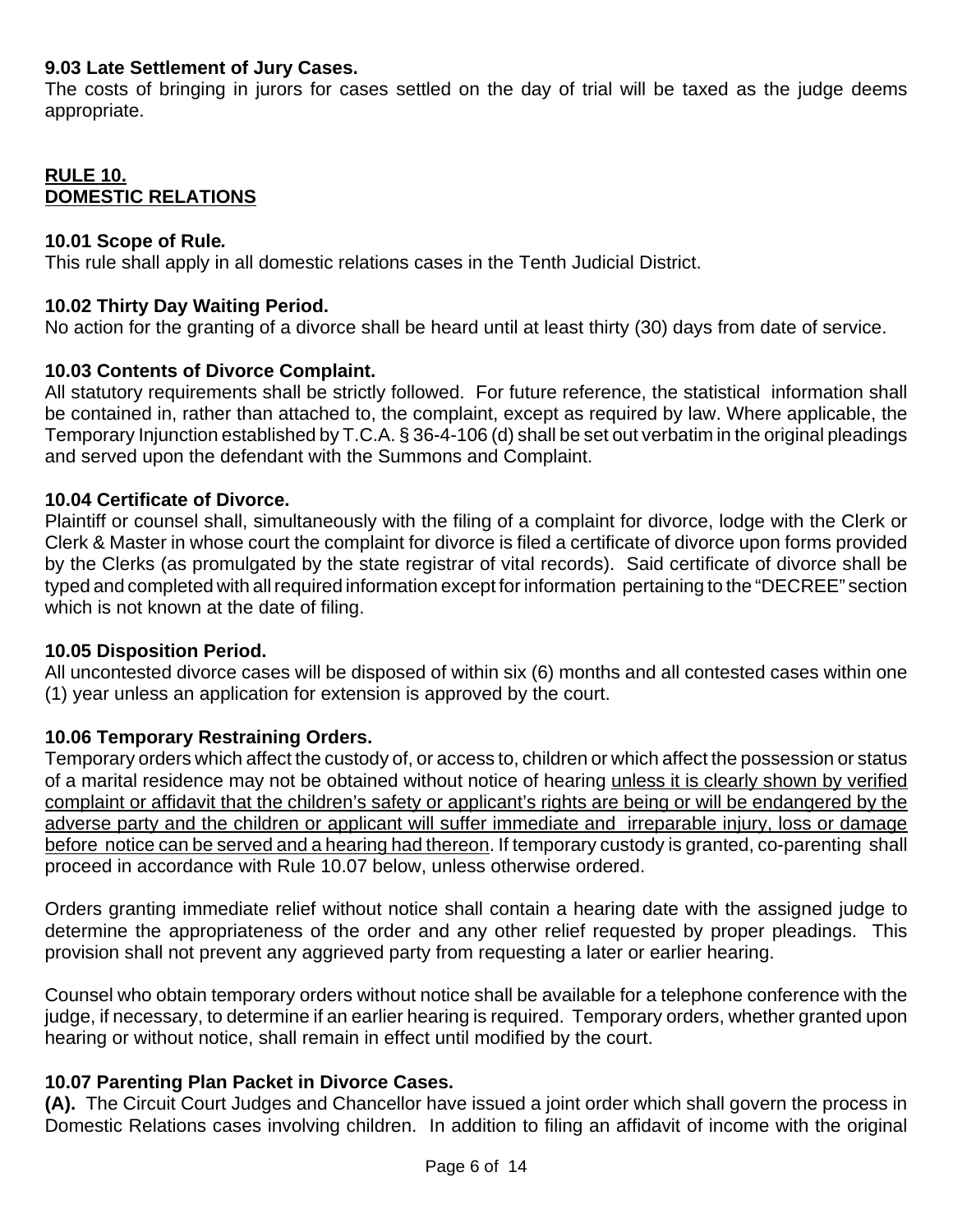**9.03 Late Settlement of Jury Cases.**
The costs of bringing in jurors for cases settled on the day of trial will be taxed as the judge deems appropriate.

## RULE 10.
## DOMESTIC RELATIONS

**10.01 Scope of Rule.**
This rule shall apply in all domestic relations cases in the Tenth Judicial District.

**10.02 Thirty Day Waiting Period.**
No action for the granting of a divorce shall be heard until at least thirty (30) days from date of service.

**10.03 Contents of Divorce Complaint.**
All statutory requirements shall be strictly followed. For future reference, the statistical information shall be contained in, rather than attached to, the complaint, except as required by law. Where applicable, the Temporary Injunction established by T.C.A. § 36-4-106 (d) shall be set out verbatim in the original pleadings and served upon the defendant with the Summons and Complaint.

**10.04 Certificate of Divorce.**
Plaintiff or counsel shall, simultaneously with the filing of a complaint for divorce, lodge with the Clerk or Clerk & Master in whose court the complaint for divorce is filed a certificate of divorce upon forms provided by the Clerks (as promulgated by the state registrar of vital records). Said certificate of divorce shall be typed and completed with all required information except for information pertaining to the "DECREE" section which is not known at the date of filing.

**10.05 Disposition Period.**
All uncontested divorce cases will be disposed of within six (6) months and all contested cases within one (1) year unless an application for extension is approved by the court.

**10.06 Temporary Restraining Orders.**
Temporary orders which affect the custody of, or access to, children or which affect the possession or status of a marital residence may not be obtained without notice of hearing <u>unless it is clearly shown by verified complaint or affidavit that the children's safety or applicant's rights are being or will be endangered by the adverse party and the children or applicant will suffer immediate and irreparable injury, loss or damage before notice can be served and a hearing had thereon</u>. If temporary custody is granted, co-parenting shall proceed in accordance with Rule 10.07 below, unless otherwise ordered.

Orders granting immediate relief without notice shall contain a hearing date with the assigned judge to determine the appropriateness of the order and any other relief requested by proper pleadings. This provision shall not prevent any aggrieved party from requesting a later or earlier hearing.

Counsel who obtain temporary orders without notice shall be available for a telephone conference with the judge, if necessary, to determine if an earlier hearing is required. Temporary orders, whether granted upon hearing or without notice, shall remain in effect until modified by the court.

**10.07 Parenting Plan Packet in Divorce Cases.**
**(A).** The Circuit Court Judges and Chancellor have issued a joint order which shall govern the process in Domestic Relations cases involving children. In addition to filing an affidavit of income with the original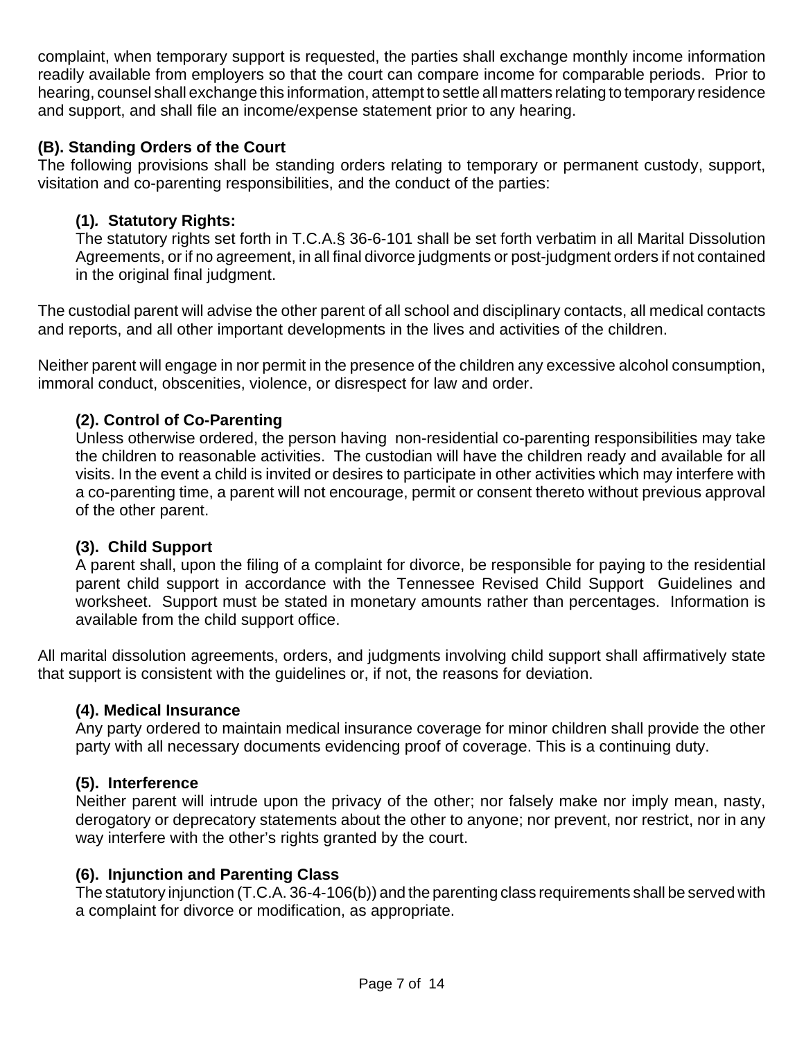complaint, when temporary support is requested, the parties shall exchange monthly income information readily available from employers so that the court can compare income for comparable periods. Prior to hearing, counsel shall exchange this information, attempt to settle all matters relating to temporary residence and support, and shall file an income/expense statement prior to any hearing.

**(B). Standing Orders of the Court**

The following provisions shall be standing orders relating to temporary or permanent custody, support, visitation and co-parenting responsibilities, and the conduct of the parties:

**(1). Statutory Rights:**

The statutory rights set forth in T.C.A.§ 36-6-101 shall be set forth verbatim in all Marital Dissolution Agreements, or if no agreement, in all final divorce judgments or post-judgment orders if not contained in the original final judgment.

The custodial parent will advise the other parent of all school and disciplinary contacts, all medical contacts and reports, and all other important developments in the lives and activities of the children.

Neither parent will engage in nor permit in the presence of the children any excessive alcohol consumption, immoral conduct, obscenities, violence, or disrespect for law and order.

**(2). Control of Co-Parenting**

Unless otherwise ordered, the person having non-residential co-parenting responsibilities may take the children to reasonable activities. The custodian will have the children ready and available for all visits. In the event a child is invited or desires to participate in other activities which may interfere with a co-parenting time, a parent will not encourage, permit or consent thereto without previous approval of the other parent.

**(3). Child Support**

A parent shall, upon the filing of a complaint for divorce, be responsible for paying to the residential parent child support in accordance with the Tennessee Revised Child Support Guidelines and worksheet. Support must be stated in monetary amounts rather than percentages. Information is available from the child support office.

All marital dissolution agreements, orders, and judgments involving child support shall affirmatively state that support is consistent with the guidelines or, if not, the reasons for deviation.

**(4). Medical Insurance**

Any party ordered to maintain medical insurance coverage for minor children shall provide the other party with all necessary documents evidencing proof of coverage. This is a continuing duty.

**(5). Interference**

Neither parent will intrude upon the privacy of the other; nor falsely make nor imply mean, nasty, derogatory or deprecatory statements about the other to anyone; nor prevent, nor restrict, nor in any way interfere with the other's rights granted by the court.

**(6). Injunction and Parenting Class**

The statutory injunction (T.C.A. 36-4-106(b)) and the parenting class requirements shall be served with a complaint for divorce or modification, as appropriate.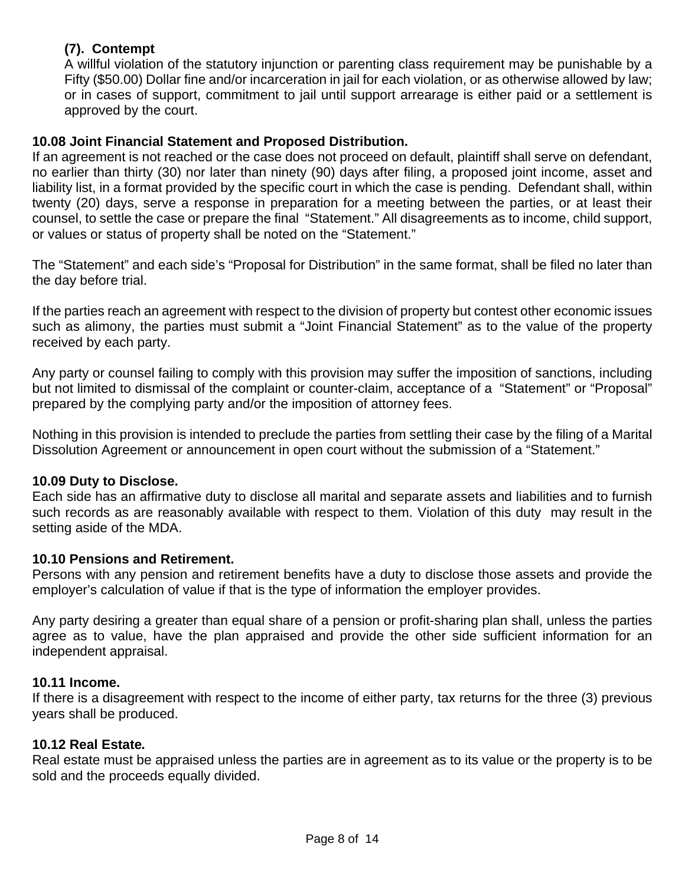**(7). Contempt**

A willful violation of the statutory injunction or parenting class requirement may be punishable by a Fifty ($50.00) Dollar fine and/or incarceration in jail for each violation, or as otherwise allowed by law; or in cases of support, commitment to jail until support arrearage is either paid or a settlement is approved by the court.

**10.08 Joint Financial Statement and Proposed Distribution.**

If an agreement is not reached or the case does not proceed on default, plaintiff shall serve on defendant, no earlier than thirty (30) nor later than ninety (90) days after filing, a proposed joint income, asset and liability list, in a format provided by the specific court in which the case is pending. Defendant shall, within twenty (20) days, serve a response in preparation for a meeting between the parties, or at least their counsel, to settle the case or prepare the final "Statement." All disagreements as to income, child support, or values or status of property shall be noted on the "Statement."

The "Statement" and each side's "Proposal for Distribution" in the same format, shall be filed no later than the day before trial.

If the parties reach an agreement with respect to the division of property but contest other economic issues such as alimony, the parties must submit a "Joint Financial Statement" as to the value of the property received by each party.

Any party or counsel failing to comply with this provision may suffer the imposition of sanctions, including but not limited to dismissal of the complaint or counter-claim, acceptance of a "Statement" or "Proposal" prepared by the complying party and/or the imposition of attorney fees.

Nothing in this provision is intended to preclude the parties from settling their case by the filing of a Marital Dissolution Agreement or announcement in open court without the submission of a "Statement."

**10.09 Duty to Disclose.**

Each side has an affirmative duty to disclose all marital and separate assets and liabilities and to furnish such records as are reasonably available with respect to them. Violation of this duty may result in the setting aside of the MDA.

**10.10 Pensions and Retirement.**

Persons with any pension and retirement benefits have a duty to disclose those assets and provide the employer's calculation of value if that is the type of information the employer provides.

Any party desiring a greater than equal share of a pension or profit-sharing plan shall, unless the parties agree as to value, have the plan appraised and provide the other side sufficient information for an independent appraisal.

**10.11 Income.**

If there is a disagreement with respect to the income of either party, tax returns for the three (3) previous years shall be produced.

**10.12 Real Estate.**

Real estate must be appraised unless the parties are in agreement as to its value or the property is to be sold and the proceeds equally divided.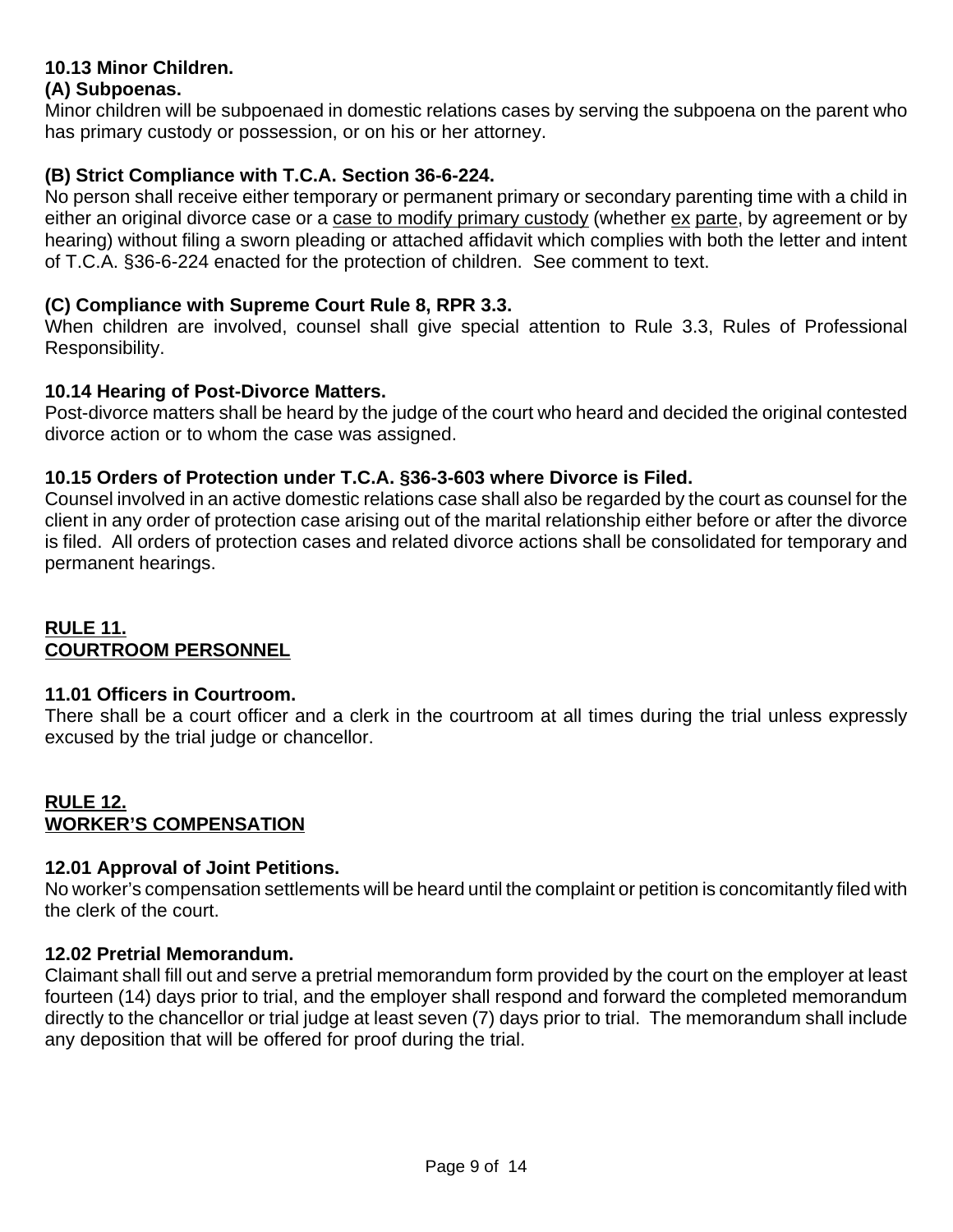**10.13 Minor Children.**

**(A) Subpoenas.**

Minor children will be subpoenaed in domestic relations cases by serving the subpoena on the parent who has primary custody or possession, or on his or her attorney.

**(B) Strict Compliance with T.C.A. Section 36-6-224.**

No person shall receive either temporary or permanent primary or secondary parenting time with a child in either an original divorce case or a <u>case to modify primary custody</u> (whether <u>ex</u> <u>parte</u>, by agreement or by hearing) without filing a sworn pleading or attached affidavit which complies with both the letter and intent of T.C.A. §36-6-224 enacted for the protection of children. See comment to text.

**(C) Compliance with Supreme Court Rule 8, RPR 3.3.**

When children are involved, counsel shall give special attention to Rule 3.3, Rules of Professional Responsibility.

**10.14 Hearing of Post-Divorce Matters.**

Post-divorce matters shall be heard by the judge of the court who heard and decided the original contested divorce action or to whom the case was assigned.

**10.15 Orders of Protection under T.C.A. §36-3-603 where Divorce is Filed.**

Counsel involved in an active domestic relations case shall also be regarded by the court as counsel for the client in any order of protection case arising out of the marital relationship either before or after the divorce is filed. All orders of protection cases and related divorce actions shall be consolidated for temporary and permanent hearings.

## <u>RULE 11.</u><br><u>COURTROOM PERSONNEL</u>

**11.01 Officers in Courtroom.**

There shall be a court officer and a clerk in the courtroom at all times during the trial unless expressly excused by the trial judge or chancellor.

## <u>RULE 12.</u><br><u>WORKER'S COMPENSATION</u>

**12.01 Approval of Joint Petitions.**

No worker's compensation settlements will be heard until the complaint or petition is concomitantly filed with the clerk of the court.

**12.02 Pretrial Memorandum.**

Claimant shall fill out and serve a pretrial memorandum form provided by the court on the employer at least fourteen (14) days prior to trial, and the employer shall respond and forward the completed memorandum directly to the chancellor or trial judge at least seven (7) days prior to trial. The memorandum shall include any deposition that will be offered for proof during the trial.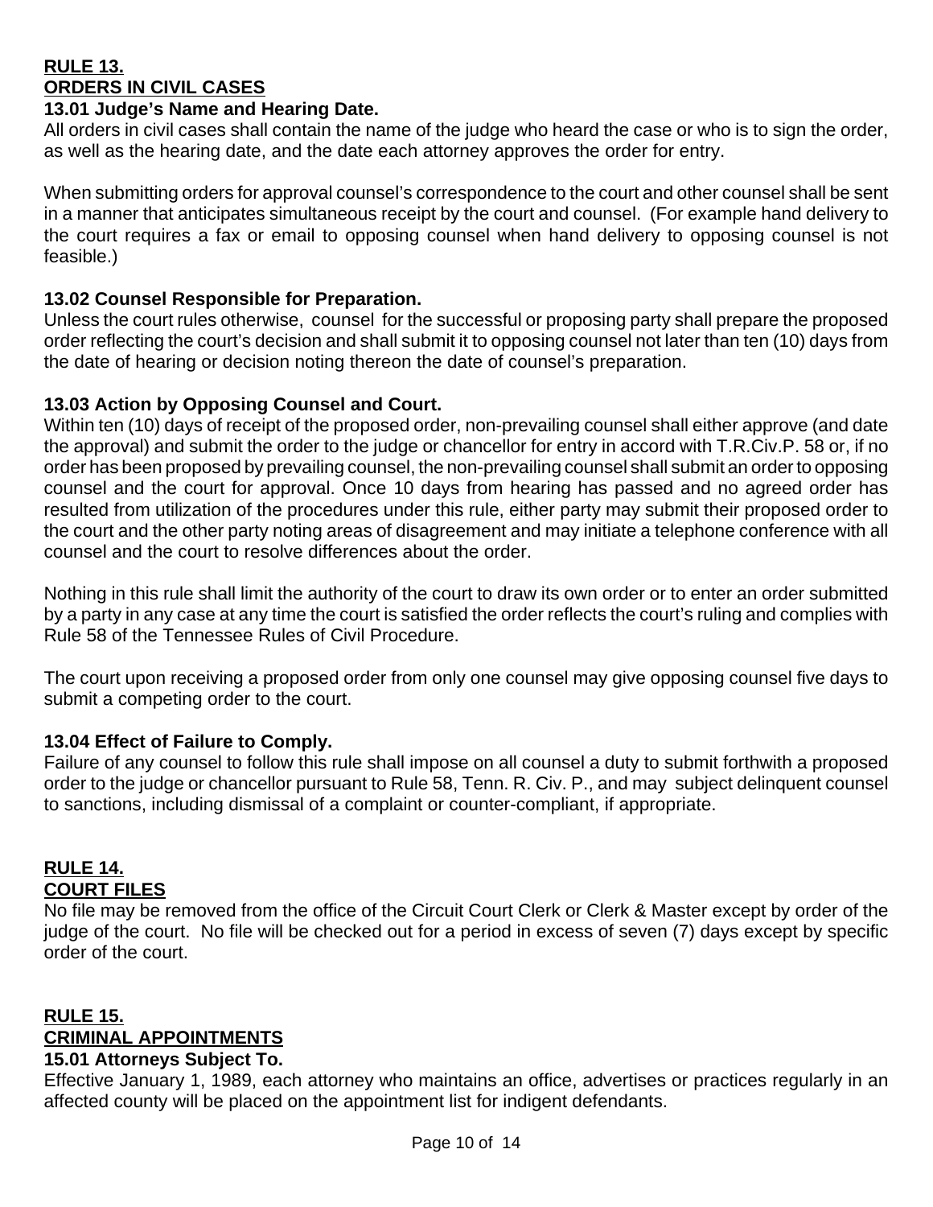## RULE 13.
## ORDERS IN CIVIL CASES

### 13.01 Judge's Name and Hearing Date.

All orders in civil cases shall contain the name of the judge who heard the case or who is to sign the order, as well as the hearing date, and the date each attorney approves the order for entry.

When submitting orders for approval counsel's correspondence to the court and other counsel shall be sent in a manner that anticipates simultaneous receipt by the court and counsel. (For example hand delivery to the court requires a fax or email to opposing counsel when hand delivery to opposing counsel is not feasible.)

### 13.02 Counsel Responsible for Preparation.

Unless the court rules otherwise, counsel for the successful or proposing party shall prepare the proposed order reflecting the court's decision and shall submit it to opposing counsel not later than ten (10) days from the date of hearing or decision noting thereon the date of counsel's preparation.

### 13.03 Action by Opposing Counsel and Court.

Within ten (10) days of receipt of the proposed order, non-prevailing counsel shall either approve (and date the approval) and submit the order to the judge or chancellor for entry in accord with T.R.Civ.P. 58 or, if no order has been proposed by prevailing counsel, the non-prevailing counsel shall submit an order to opposing counsel and the court for approval. Once 10 days from hearing has passed and no agreed order has resulted from utilization of the procedures under this rule, either party may submit their proposed order to the court and the other party noting areas of disagreement and may initiate a telephone conference with all counsel and the court to resolve differences about the order.

Nothing in this rule shall limit the authority of the court to draw its own order or to enter an order submitted by a party in any case at any time the court is satisfied the order reflects the court's ruling and complies with Rule 58 of the Tennessee Rules of Civil Procedure.

The court upon receiving a proposed order from only one counsel may give opposing counsel five days to submit a competing order to the court.

### 13.04 Effect of Failure to Comply.

Failure of any counsel to follow this rule shall impose on all counsel a duty to submit forthwith a proposed order to the judge or chancellor pursuant to Rule 58, Tenn. R. Civ. P., and may subject delinquent counsel to sanctions, including dismissal of a complaint or counter-compliant, if appropriate.

## RULE 14.
## COURT FILES

No file may be removed from the office of the Circuit Court Clerk or Clerk & Master except by order of the judge of the court. No file will be checked out for a period in excess of seven (7) days except by specific order of the court.

## RULE 15.
## CRIMINAL APPOINTMENTS

### 15.01 Attorneys Subject To.

Effective January 1, 1989, each attorney who maintains an office, advertises or practices regularly in an affected county will be placed on the appointment list for indigent defendants.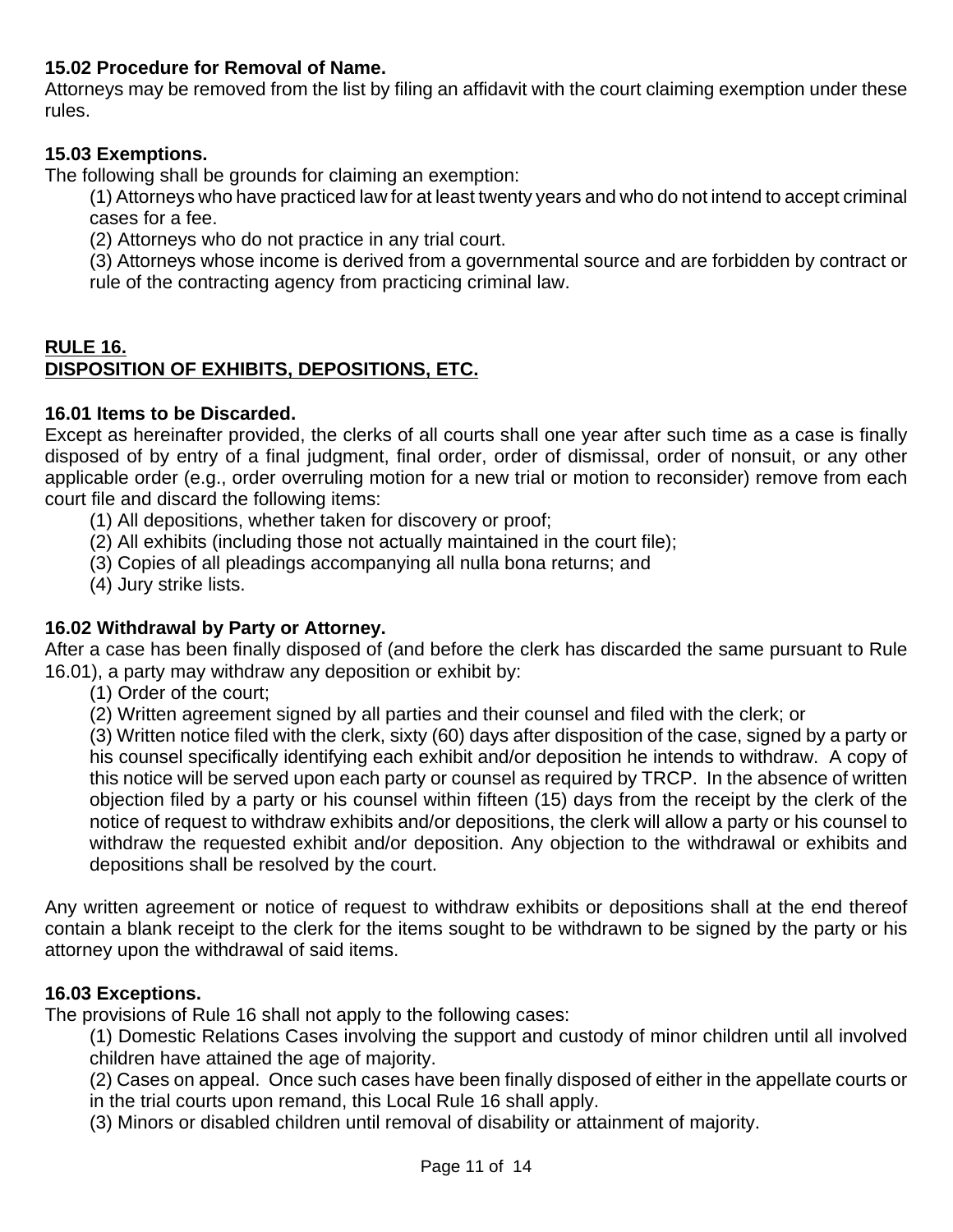### 15.02 Procedure for Removal of Name.

Attorneys may be removed from the list by filing an affidavit with the court claiming exemption under these rules.

### 15.03 Exemptions.

The following shall be grounds for claiming an exemption:

(1) Attorneys who have practiced law for at least twenty years and who do not intend to accept criminal cases for a fee.

(2) Attorneys who do not practice in any trial court.

(3) Attorneys whose income is derived from a governmental source and are forbidden by contract or rule of the contracting agency from practicing criminal law.

## RULE 16.
## DISPOSITION OF EXHIBITS, DEPOSITIONS, ETC.

### 16.01 Items to be Discarded.

Except as hereinafter provided, the clerks of all courts shall one year after such time as a case is finally disposed of by entry of a final judgment, final order, order of dismissal, order of nonsuit, or any other applicable order (e.g., order overruling motion for a new trial or motion to reconsider) remove from each court file and discard the following items:

(1) All depositions, whether taken for discovery or proof;

(2) All exhibits (including those not actually maintained in the court file);

(3) Copies of all pleadings accompanying all nulla bona returns; and

(4) Jury strike lists.

### 16.02 Withdrawal by Party or Attorney.

After a case has been finally disposed of (and before the clerk has discarded the same pursuant to Rule 16.01), a party may withdraw any deposition or exhibit by:

(1) Order of the court;

(2) Written agreement signed by all parties and their counsel and filed with the clerk; or

(3) Written notice filed with the clerk, sixty (60) days after disposition of the case, signed by a party or his counsel specifically identifying each exhibit and/or deposition he intends to withdraw. A copy of this notice will be served upon each party or counsel as required by TRCP. In the absence of written objection filed by a party or his counsel within fifteen (15) days from the receipt by the clerk of the notice of request to withdraw exhibits and/or depositions, the clerk will allow a party or his counsel to withdraw the requested exhibit and/or deposition. Any objection to the withdrawal or exhibits and depositions shall be resolved by the court.

Any written agreement or notice of request to withdraw exhibits or depositions shall at the end thereof contain a blank receipt to the clerk for the items sought to be withdrawn to be signed by the party or his attorney upon the withdrawal of said items.

### 16.03 Exceptions.

The provisions of Rule 16 shall not apply to the following cases:

(1) Domestic Relations Cases involving the support and custody of minor children until all involved children have attained the age of majority.

(2) Cases on appeal. Once such cases have been finally disposed of either in the appellate courts or in the trial courts upon remand, this Local Rule 16 shall apply.

(3) Minors or disabled children until removal of disability or attainment of majority.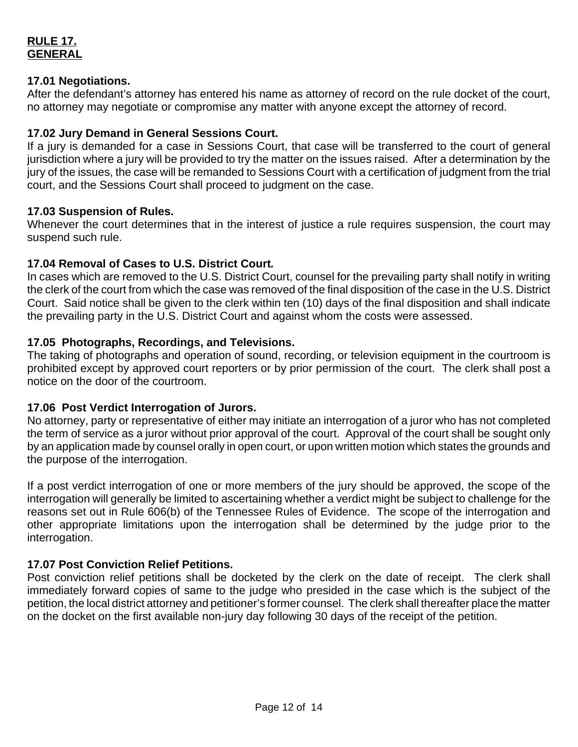**RULE 17.**
**GENERAL**

**17.01 Negotiations.**
After the defendant's attorney has entered his name as attorney of record on the rule docket of the court, no attorney may negotiate or compromise any matter with anyone except the attorney of record.

**17.02 Jury Demand in General Sessions Court.**
If a jury is demanded for a case in Sessions Court, that case will be transferred to the court of general jurisdiction where a jury will be provided to try the matter on the issues raised. After a determination by the jury of the issues, the case will be remanded to Sessions Court with a certification of judgment from the trial court, and the Sessions Court shall proceed to judgment on the case.

**17.03 Suspension of Rules.**
Whenever the court determines that in the interest of justice a rule requires suspension, the court may suspend such rule.

**17.04 Removal of Cases to U.S. District Court*.***
In cases which are removed to the U.S. District Court, counsel for the prevailing party shall notify in writing the clerk of the court from which the case was removed of the final disposition of the case in the U.S. District Court. Said notice shall be given to the clerk within ten (10) days of the final disposition and shall indicate the prevailing party in the U.S. District Court and against whom the costs were assessed.

**17.05 Photographs, Recordings, and Televisions.**
The taking of photographs and operation of sound, recording, or television equipment in the courtroom is prohibited except by approved court reporters or by prior permission of the court. The clerk shall post a notice on the door of the courtroom.

**17.06 Post Verdict Interrogation of Jurors.**
No attorney, party or representative of either may initiate an interrogation of a juror who has not completed the term of service as a juror without prior approval of the court. Approval of the court shall be sought only by an application made by counsel orally in open court, or upon written motion which states the grounds and the purpose of the interrogation.

If a post verdict interrogation of one or more members of the jury should be approved, the scope of the interrogation will generally be limited to ascertaining whether a verdict might be subject to challenge for the reasons set out in Rule 606(b) of the Tennessee Rules of Evidence. The scope of the interrogation and other appropriate limitations upon the interrogation shall be determined by the judge prior to the interrogation.

**17.07 Post Conviction Relief Petitions.**
Post conviction relief petitions shall be docketed by the clerk on the date of receipt. The clerk shall immediately forward copies of same to the judge who presided in the case which is the subject of the petition, the local district attorney and petitioner's former counsel. The clerk shall thereafter place the matter on the docket on the first available non-jury day following 30 days of the receipt of the petition.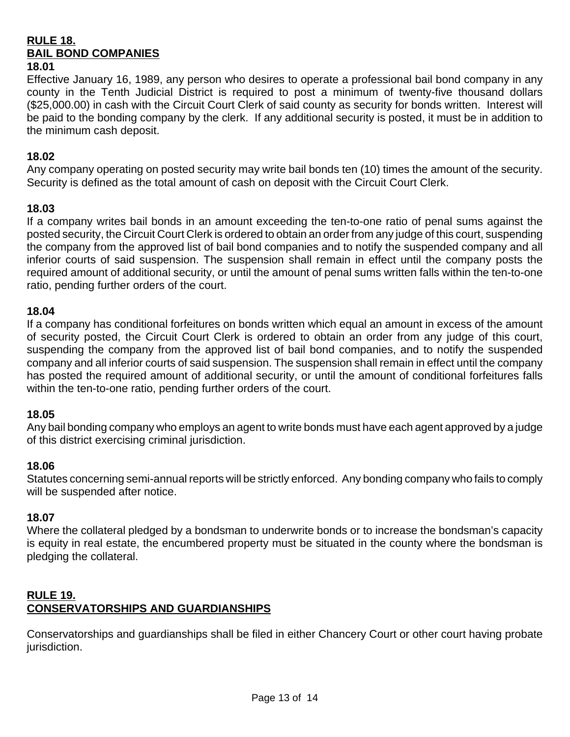## RULE 18.
## BAIL BOND COMPANIES

### 18.01

Effective January 16, 1989, any person who desires to operate a professional bail bond company in any county in the Tenth Judicial District is required to post a minimum of twenty-five thousand dollars ($25,000.00) in cash with the Circuit Court Clerk of said county as security for bonds written. Interest will be paid to the bonding company by the clerk. If any additional security is posted, it must be in addition to the minimum cash deposit.

### 18.02

Any company operating on posted security may write bail bonds ten (10) times the amount of the security. Security is defined as the total amount of cash on deposit with the Circuit Court Clerk.

### 18.03

If a company writes bail bonds in an amount exceeding the ten-to-one ratio of penal sums against the posted security, the Circuit Court Clerk is ordered to obtain an order from any judge of this court, suspending the company from the approved list of bail bond companies and to notify the suspended company and all inferior courts of said suspension. The suspension shall remain in effect until the company posts the required amount of additional security, or until the amount of penal sums written falls within the ten-to-one ratio, pending further orders of the court.

### 18.04

If a company has conditional forfeitures on bonds written which equal an amount in excess of the amount of security posted, the Circuit Court Clerk is ordered to obtain an order from any judge of this court, suspending the company from the approved list of bail bond companies, and to notify the suspended company and all inferior courts of said suspension. The suspension shall remain in effect until the company has posted the required amount of additional security, or until the amount of conditional forfeitures falls within the ten-to-one ratio, pending further orders of the court.

### 18.05

Any bail bonding company who employs an agent to write bonds must have each agent approved by a judge of this district exercising criminal jurisdiction.

### 18.06

Statutes concerning semi-annual reports will be strictly enforced. Any bonding company who fails to comply will be suspended after notice.

### 18.07

Where the collateral pledged by a bondsman to underwrite bonds or to increase the bondsman's capacity is equity in real estate, the encumbered property must be situated in the county where the bondsman is pledging the collateral.

## RULE 19.
## CONSERVATORSHIPS AND GUARDIANSHIPS

Conservatorships and guardianships shall be filed in either Chancery Court or other court having probate jurisdiction.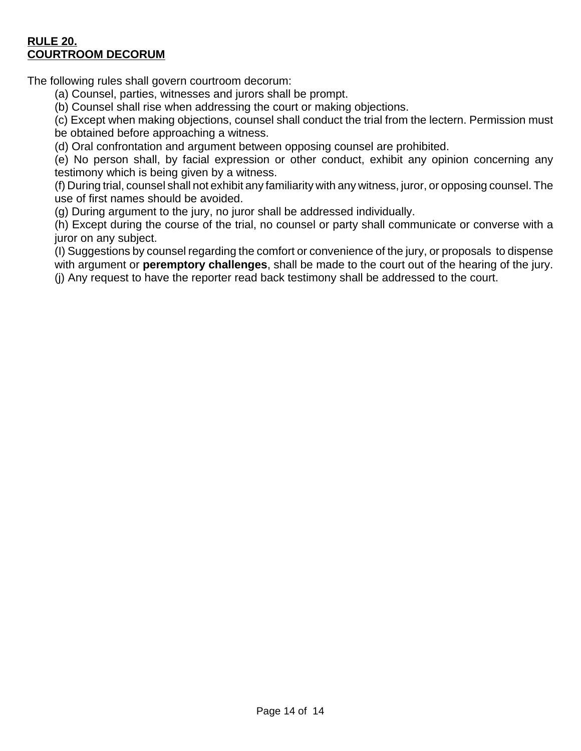**RULE 20.**
**COURTROOM DECORUM**

The following rules shall govern courtroom decorum:

(a) Counsel, parties, witnesses and jurors shall be prompt.

(b) Counsel shall rise when addressing the court or making objections.

(c) Except when making objections, counsel shall conduct the trial from the lectern. Permission must be obtained before approaching a witness.

(d) Oral confrontation and argument between opposing counsel are prohibited.

(e) No person shall, by facial expression or other conduct, exhibit any opinion concerning any testimony which is being given by a witness.

(f) During trial, counsel shall not exhibit any familiarity with any witness, juror, or opposing counsel. The use of first names should be avoided.

(g) During argument to the jury, no juror shall be addressed individually.

(h) Except during the course of the trial, no counsel or party shall communicate or converse with a juror on any subject.

(I) Suggestions by counsel regarding the comfort or convenience of the jury, or proposals to dispense with argument or **peremptory challenges**, shall be made to the court out of the hearing of the jury.

(j) Any request to have the reporter read back testimony shall be addressed to the court.